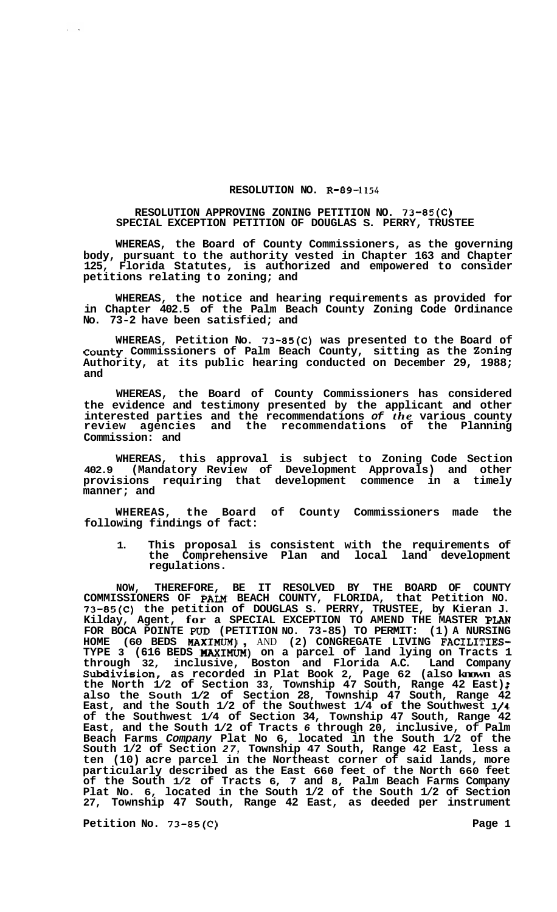# RESOLUTION NO. R-89-1154

## RESOLUTION APPROVING ZONING PETITION NO. 73-85(C) SPECIAL EXCEPTION PETITION OF DOUGLAS S. PERRY, TRUSTEE

**WHEREAS, the Board of County Commissioners, as the governing body, pursuant to the authority vested in Chapter 163 and Chapter 125, Florida Statutes, is authorized and empowered to consider petitions relating to zoning; and**

**WHEREAS, the notice and hearing requirements as provided for in Chapter 402.5 of the Palm Beach County Zoning Code Ordinance No. 73-2 have been satisfied; and**

**WHEREAS, Petition No. 73-85(C) was presented to the Board of County Commissioners of Palm Beach County, sitting as the Zoning Authority, at its public hearing conducted on December 29, 1988; and**

**WHEREAS, the Board of County Commissioners has considered the evidence and testimony presented by the applicant and other interested parties and the recommendations of the various county review agencies and the recommendations of the Planning Commission: and**

**WHEREAS, this approval is subject to Zoning Code Section 402.9 (Mandatory Review of Development Approvals) and other provisions requiring that development commence in a timely manner; and**

**WHEREAS, the Board of County Commissioners made the following findings of fact:**

1. **This proposal is consistent with the requirements of the Comprehensive Plan and local land development regulations.**

**NOW, THEREFORE, BE IT RESOLVED BY THE BOARD OF COUNTY COMMISSIONERS OF PALM BEACH COUNTY, FLORIDA, that Petition NO. 73-85(C) the petition of DOUGLAS S. PERRY, TRUSTEE, by Kieran J. Kilday, Agent, for a SPECIAL EXCEPTION TO AMEND THE MASTER PLAN FOR BOCA POINTE PUD (PETITION NO. 73-85) TO PERMIT: (1) A NURSING HOME (60 BEDS MAXIMUM), AND (2) CONGREGATE LIVING FACILITIES-TYPE 3 (616 BEDS MAXIMUM) on a parcel of land lying on Tracts 1 through 32, inclusive, Boston and Florida A.C. Land Company Subdivision, as recorded in Plat Book 2, Page 62 (also known as the North 1/2 of Section 33, Township 47 South, Range 42 East); also the South 1/2 of Section 28, Township 47 South, Range 42 East, and the South 1/2 of the Southwest 1/4 of the Southwest 1/4 of the Southwest 1/4 of Section 34, Township 47 South, Range 42 East, and the South 1/2 of Tracts 6 through 20, inclusive, of Palm Beach Farms Company Plat No 6, located in the South 1/2 of the South 1/2 of Section 27, Township 47 South, Range 42 East, less a ten (10) acre parcel in the Northeast corner of said lands, more particularly described as the East 660 feet of the North 660 feet of the South 1/2 of Tracts 6, 7 and 8, Palm Beach Farms Company Plat No. 6, located in the South 1/2 of the South 1/2 of Section 27, Township 47 South, Range 42 East, as deeded per instrument**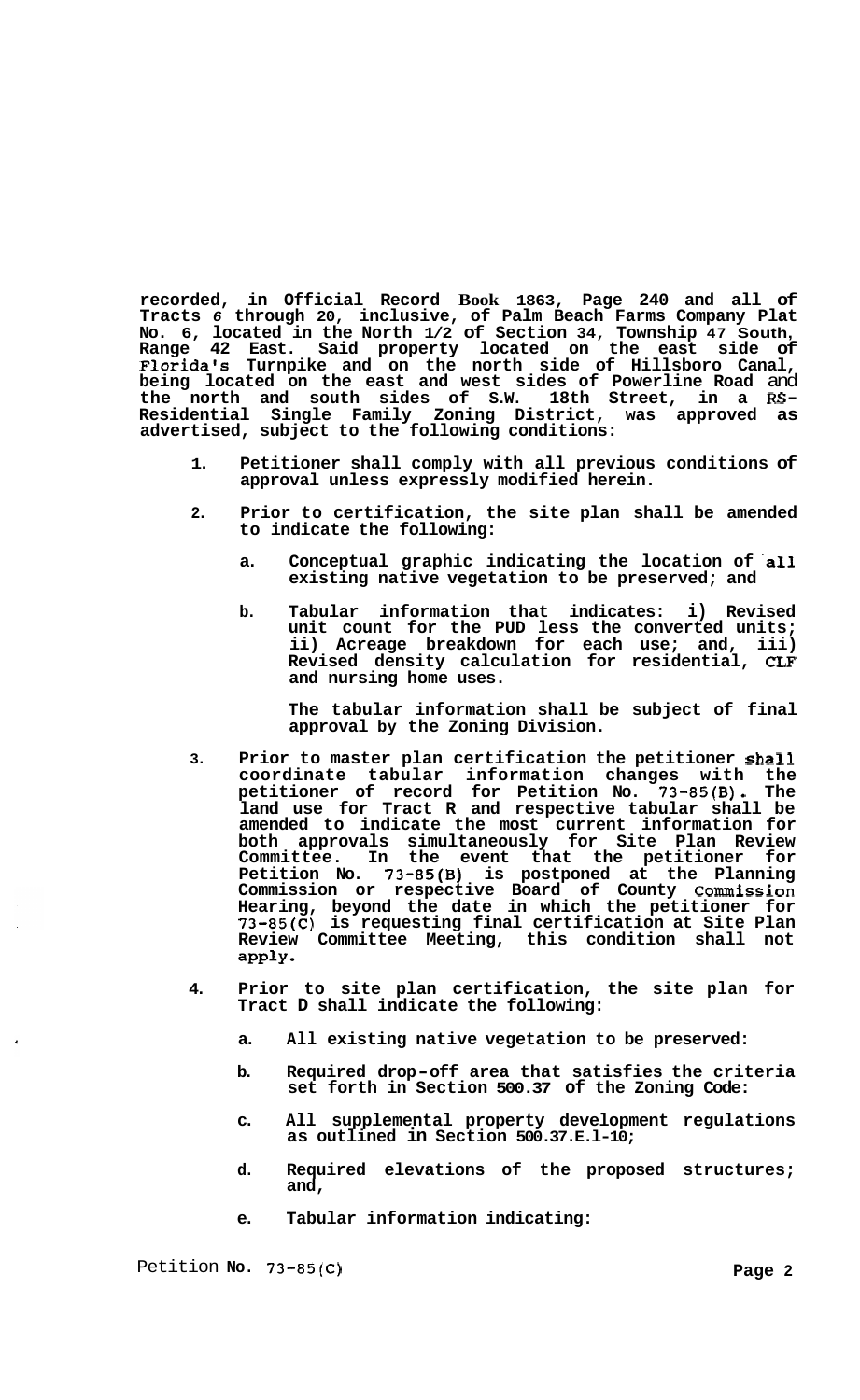**recorded, in Official Record Book 1863, Page 240 and all of Tracts 6 through 20, inclusive, of Palm Beach Farms Company Plat No. 6, located in the North 1/2 of Section 34, Township 47 South, Range 42 East. Said property located on the east side of Florida's Turnpike and on the north side of Hillsboro Canal, being located on the east and west sides of Powerline Road and the north and south sides of S.W. 18th Street, in a RS-Residential Single Family Zoning District, was approved as advertised, subject to the following conditions:**

1. **Petitioner shall comply with all previous conditions of approval unless expressly modified herein.**

2. **Prior to certification, the site plan shall be amended to indicate the following:**

   a. **Conceptual graphic indicating the location of all existing native vegetation to be preserved; and**

   b. **Tabular information that indicates: i) Revised unit count for the PUD less the converted units; ii) Acreage breakdown for each use; and, iii) Revised density calculation for residential, CLF and nursing home uses.**

   **The tabular information shall be subject of final approval by the Zoning Division.**

3. **Prior to master plan certification the petitioner shall coordinate tabular information changes with the petitioner of record for Petition No. 73-85(B). The land use for Tract R and respective tabular shall be amended to indicate the most current information for both approvals simultaneously for Site Plan Review Committee. In the event that the petitioner for Petition No. 73-85(B) is postponed at the Planning Commission or respective Board of County Commission Hearing, beyond the date in which the petitioner for 73-85(C) is requesting final certification at Site Plan Review Committee Meeting, this condition shall not apply.**

4. **Prior to site plan certification, the site plan for Tract D shall indicate the following:**

   a. **All existing native vegetation to be preserved:**

   b. **Required drop-off area that satisfies the criteria set forth in Section 500.37 of the Zoning Code:**

   c. **All supplemental property development regulations as outlined in Section 500.37.E.1-10;**

   d. **Required elevations of the proposed structures; and,**

   e. **Tabular information indicating:**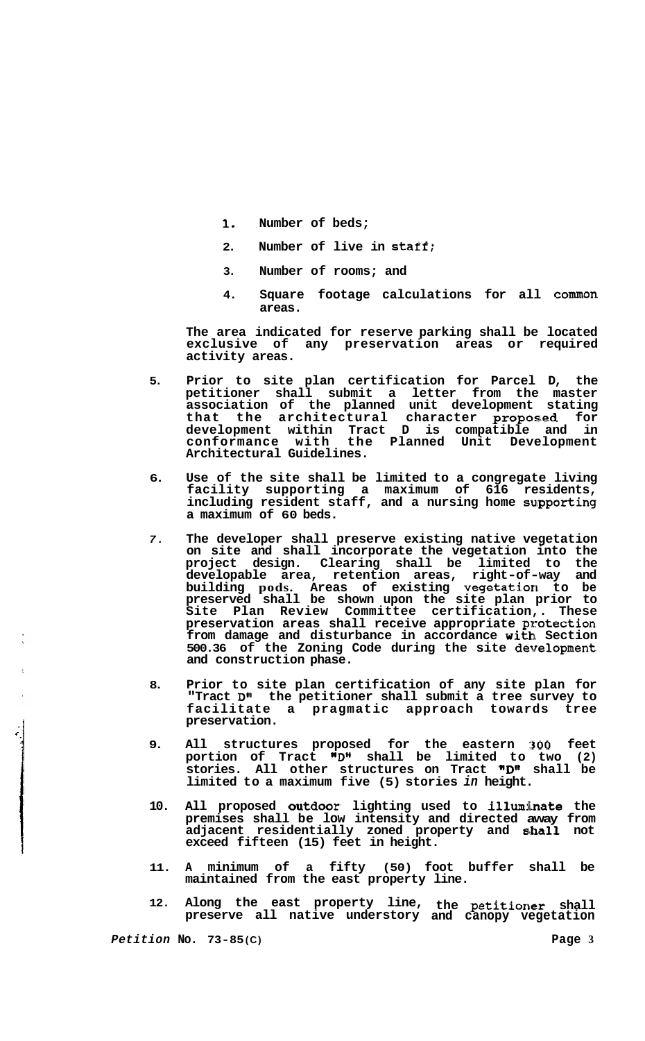1. Number of beds;

2. Number of live in staff;

3. Number of rooms; and

4. Square footage calculations for all common areas.

The area indicated for reserve parking shall be located exclusive of any preservation areas or required activity areas.

5. Prior to site plan certification for Parcel D, the petitioner shall submit a letter from the master association of the planned unit development stating that the architectural character proposed for development within Tract D is compatible and in conformance with the Planned Unit Development Architectural Guidelines.

6. Use of the site shall be limited to a congregate living facility supporting a maximum of 616 residents, including resident staff, and a nursing home supporting a maximum of 60 beds.

7. The developer shall preserve existing native vegetation on site and shall incorporate the vegetation into the project design. Clearing shall be limited to the developable area, retention areas, right-of-way and building pods. Areas of existing vegetation to be preserved shall be shown upon the site plan prior to Site Plan Review Committee certification,. These preservation areas shall receive appropriate protection from damage and disturbance in accordance with Section 500.36 of the Zoning Code during the site development and construction phase.

8. Prior to site plan certification of any site plan for "Tract D" the petitioner shall submit a tree survey to facilitate a pragmatic approach towards tree preservation.

9. All structures proposed for the eastern 300 feet portion of Tract "D" shall be limited to two (2) stories. All other structures on Tract "D" shall be limited to a maximum five (5) stories *in* height.

10. All proposed outdoor lighting used to illuminate the premises shall be low intensity and directed away from adjacent residentially zoned property and shall not exceed fifteen (15) feet in height.

11. A minimum of a fifty (50) foot buffer shall be maintained from the east property line.

12. Along the east property line, the petitioner shall preserve all native understory and canopy vegetation

*Petition* No. 73-85(C)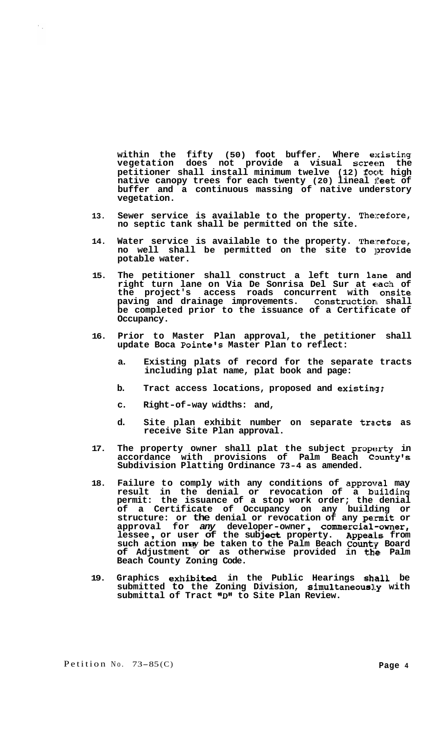within the fifty (50) foot buffer. Where existing vegetation does not provide a visual screen the petitioner shall install minimum twelve (12) foot high native canopy trees for each twenty (20) lineal feet of buffer and a continuous massing of native understory vegetation.

13. Sewer service is available to the property. Therefore, no septic tank shall be permitted on the site.

14. Water service is available to the property. Therefore, no well shall be permitted on the site to provide potable water.

15. The petitioner shall construct a left turn lane and right turn lane on Via De Sonrisa Del Sur at each of the project's access roads concurrent with onsite paving and drainage improvements. Construction shall be completed prior to the issuance of a Certificate of Occupancy.

16. Prior to Master Plan approval, the petitioner shall update Boca Pointe's Master Plan to reflect:

    a. Existing plats of record for the separate tracts including plat name, plat book and page:

    b. Tract access locations, proposed and existing;

    c. Right-of-way widths: and,

    d. Site plan exhibit number on separate tracts as receive Site Plan approval.

17. The property owner shall plat the subject property in accordance with provisions of Palm Beach County's Subdivision Platting Ordinance 73-4 as amended.

18. Failure to comply with any conditions of approval may result in the denial or revocation of a building permit: the issuance of a stop work order; the denial of a Certificate of Occupancy on any building or structure: or the denial or revocation of any permit or approval for *any* developer-owner, commercial-owner, lessee, or user of the subject property. Appeals from such action may be taken to the Palm Beach County Board of Adjustment or as otherwise provided in the Palm Beach County Zoning Code.

19. Graphics exhibited in the Public Hearings shall be submitted to the Zoning Division, simultaneously with submittal of Tract "D" to Site Plan Review.

Petition No. 73-85(C)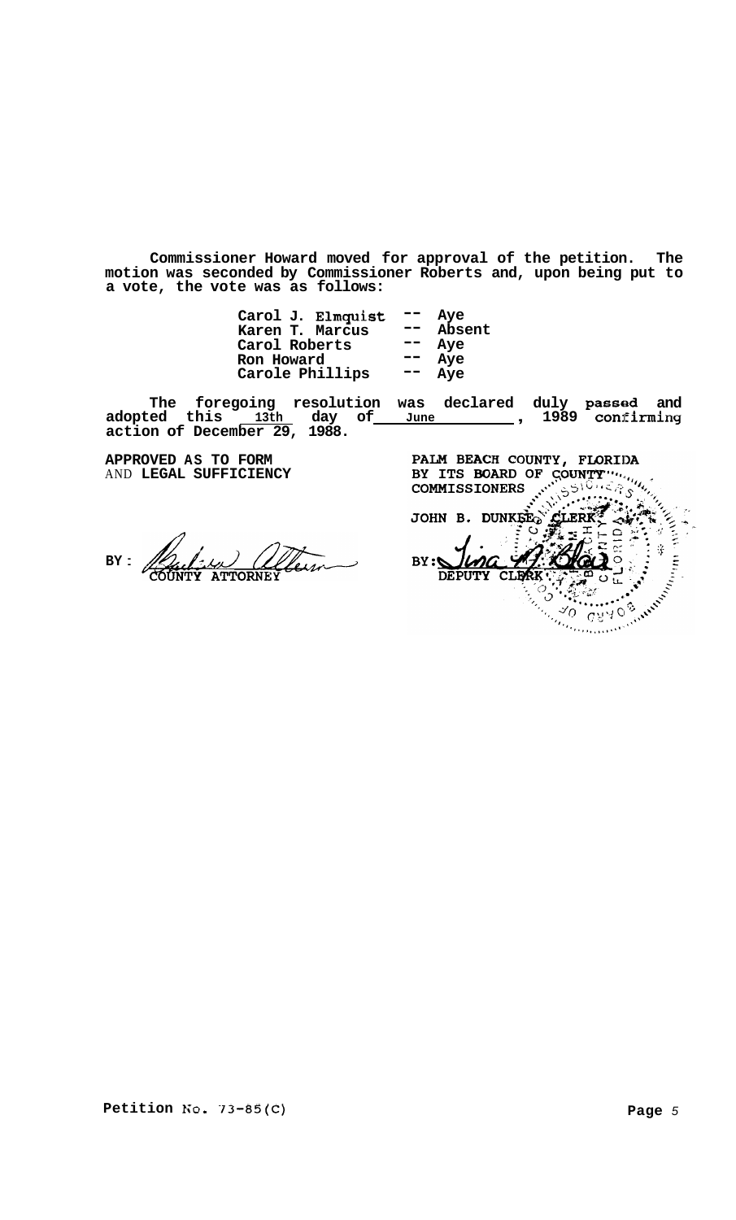Commissioner Howard moved for approval of the petition. The motion was seconded by Commissioner Roberts and, upon being put to a vote, the vote was as follows:

| | | |
|---|---|---|
| Carol J. Elmquist | -- | Aye |
| Karen T. Marcus | -- | Absent |
| Carol Roberts | -- | Aye |
| Ron Howard | -- | Aye |
| Carole Phillips | -- | Aye |

The foregoing resolution was declared duly passed and adopted this 13th day of June, 1989 confirming action of December 29, 1988.

APPROVED AS TO FORM AND LEGAL SUFFICIENCY

BY: COUNTY ATTORNEY

PALM BEACH COUNTY, FLORIDA BY ITS BOARD OF COUNTY COMMISSIONERS

JOHN B. DUNKLE, CLERK

BY: DEPUTY CLERK

Petition No. 73-85(C)